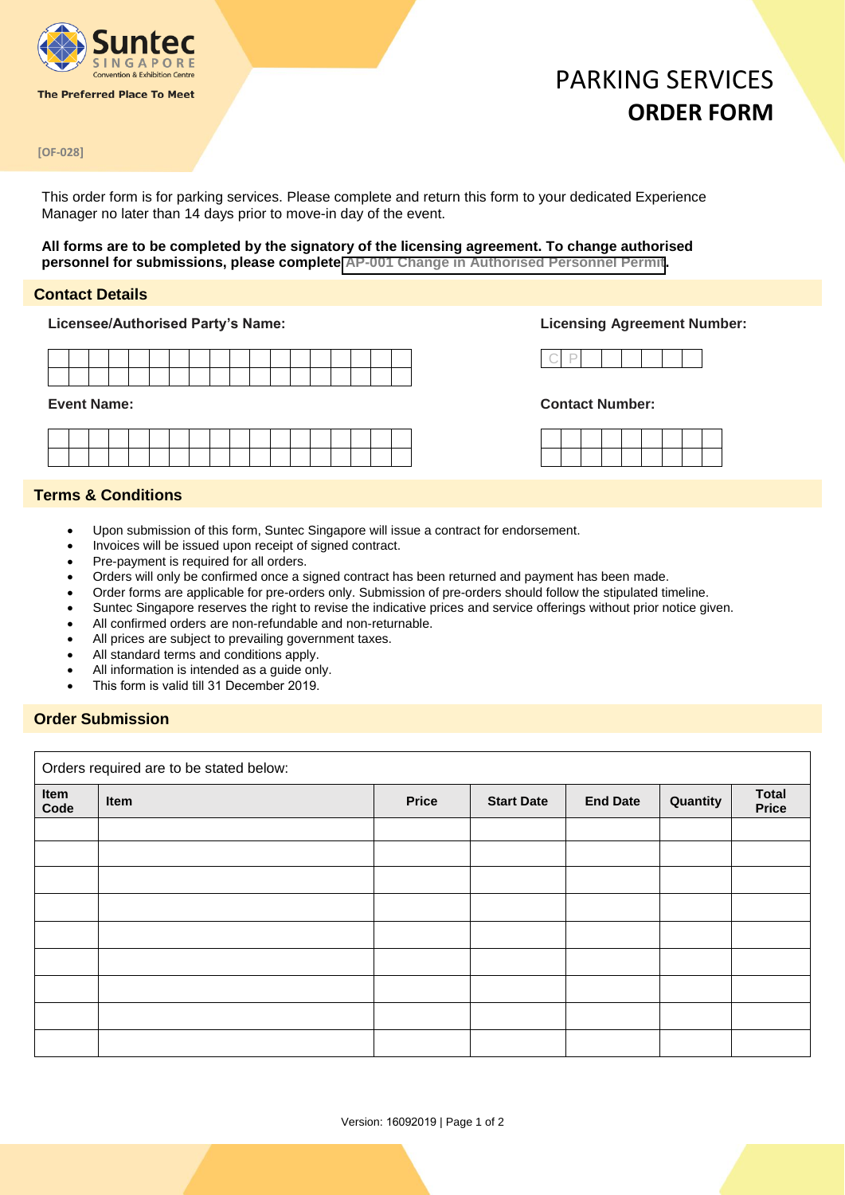[OF-028]

# PARKING SERVICES
# ORDER FORM

This order form is for parking services. Please complete and return this form to your dedicated Experience Manager no later than 14 days prior to move-in day of the event.

**All forms are to be completed by the signatory of the licensing agreement. To change authorised personnel for submissions, please complete AP-001 Change in Authorised Personnel Permit.**

## Contact Details

**Licensee/Authorised Party's Name:**

**Licensing Agreement Number:** C P

**Event Name:**

**Contact Number:**

## Terms & Conditions

- Upon submission of this form, Suntec Singapore will issue a contract for endorsement.
- Invoices will be issued upon receipt of signed contract.
- Pre-payment is required for all orders.
- Orders will only be confirmed once a signed contract has been returned and payment has been made.
- Order forms are applicable for pre-orders only. Submission of pre-orders should follow the stipulated timeline.
- Suntec Singapore reserves the right to revise the indicative prices and service offerings without prior notice given.
- All confirmed orders are non-refundable and non-returnable.
- All prices are subject to prevailing government taxes.
- All standard terms and conditions apply.
- All information is intended as a guide only.
- This form is valid till 31 December 2019.

## Order Submission

Orders required are to be stated below:

| Item Code | Item | Price | Start Date | End Date | Quantity | Total Price |
|---|---|---|---|---|---|---|
| | | | | | | |
| | | | | | | |
| | | | | | | |
| | | | | | | |
| | | | | | | |
| | | | | | | |
| | | | | | | |
| | | | | | | |
| | | | | | | |

Version: 16092019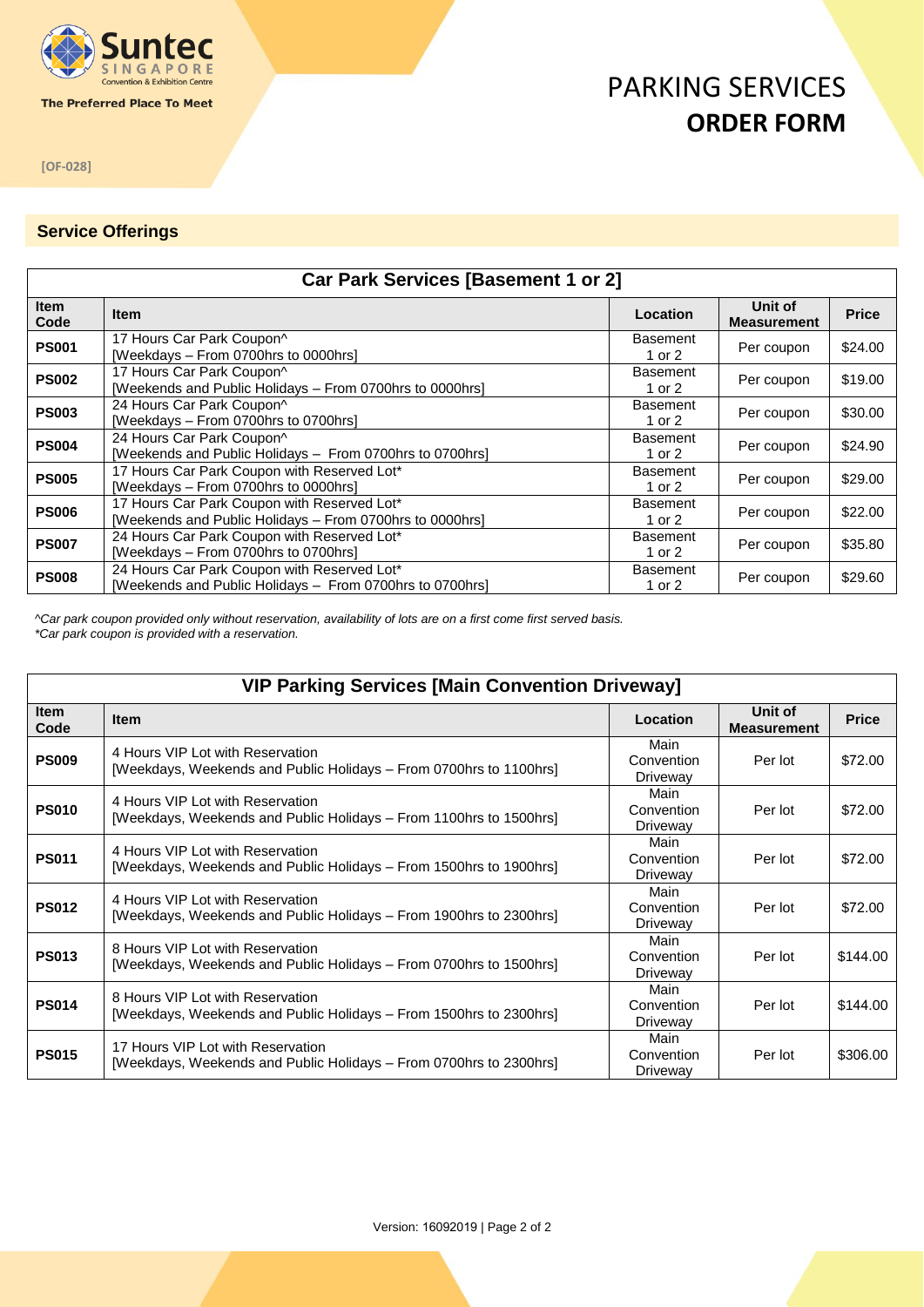Suntec SINGAPORE Convention & Exhibition Centre

The Preferred Place To Meet

# PARKING SERVICES **ORDER FORM**

[OF-028]

## Service Offerings

| Car Park Services [Basement 1 or 2] | | | | |
|---|---|---|---|---|
| **Item Code** | **Item** | **Location** | **Unit of Measurement** | **Price** |
| **PS001** | 17 Hours Car Park Coupon^ [Weekdays – From 0700hrs to 0000hrs] | Basement 1 or 2 | Per coupon | $24.00 |
| **PS002** | 17 Hours Car Park Coupon^ [Weekends and Public Holidays – From 0700hrs to 0000hrs] | Basement 1 or 2 | Per coupon | $19.00 |
| **PS003** | 24 Hours Car Park Coupon^ [Weekdays – From 0700hrs to 0700hrs] | Basement 1 or 2 | Per coupon | $30.00 |
| **PS004** | 24 Hours Car Park Coupon^ [Weekends and Public Holidays – From 0700hrs to 0700hrs] | Basement 1 or 2 | Per coupon | $24.90 |
| **PS005** | 17 Hours Car Park Coupon with Reserved Lot* [Weekdays – From 0700hrs to 0000hrs] | Basement 1 or 2 | Per coupon | $29.00 |
| **PS006** | 17 Hours Car Park Coupon with Reserved Lot* [Weekends and Public Holidays – From 0700hrs to 0000hrs] | Basement 1 or 2 | Per coupon | $22.00 |
| **PS007** | 24 Hours Car Park Coupon with Reserved Lot* [Weekdays – From 0700hrs to 0700hrs] | Basement 1 or 2 | Per coupon | $35.80 |
| **PS008** | 24 Hours Car Park Coupon with Reserved Lot* [Weekends and Public Holidays – From 0700hrs to 0700hrs] | Basement 1 or 2 | Per coupon | $29.60 |

*^Car park coupon provided only without reservation, availability of lots are on a first come first served basis.*
*\*Car park coupon is provided with a reservation.*

| VIP Parking Services [Main Convention Driveway] | | | | |
|---|---|---|---|---|
| **Item Code** | **Item** | **Location** | **Unit of Measurement** | **Price** |
| **PS009** | 4 Hours VIP Lot with Reservation [Weekdays, Weekends and Public Holidays – From 0700hrs to 1100hrs] | Main Convention Driveway | Per lot | $72.00 |
| **PS010** | 4 Hours VIP Lot with Reservation [Weekdays, Weekends and Public Holidays – From 1100hrs to 1500hrs] | Main Convention Driveway | Per lot | $72.00 |
| **PS011** | 4 Hours VIP Lot with Reservation [Weekdays, Weekends and Public Holidays – From 1500hrs to 1900hrs] | Main Convention Driveway | Per lot | $72.00 |
| **PS012** | 4 Hours VIP Lot with Reservation [Weekdays, Weekends and Public Holidays – From 1900hrs to 2300hrs] | Main Convention Driveway | Per lot | $72.00 |
| **PS013** | 8 Hours VIP Lot with Reservation [Weekdays, Weekends and Public Holidays – From 0700hrs to 1500hrs] | Main Convention Driveway | Per lot | $144.00 |
| **PS014** | 8 Hours VIP Lot with Reservation [Weekdays, Weekends and Public Holidays – From 1500hrs to 2300hrs] | Main Convention Driveway | Per lot | $144.00 |
| **PS015** | 17 Hours VIP Lot with Reservation [Weekdays, Weekends and Public Holidays – From 0700hrs to 2300hrs] | Main Convention Driveway | Per lot | $306.00 |

Version: 16092019